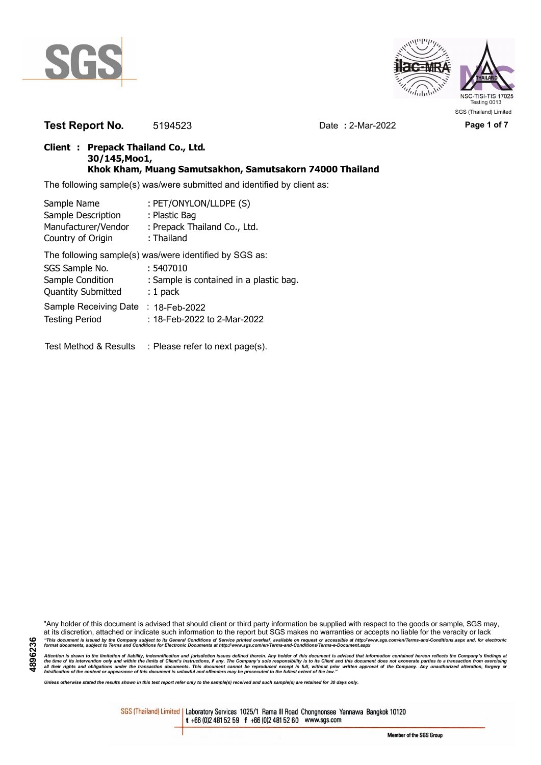SGS

NSC-TISI-TIS 17025
Testing 0013
SGS (Thailand) Limited

**Test Report No.** 5194523 Date **:** 2-Mar-2022

**Client : Prepack Thailand Co., Ltd.**
**30/145,Moo1,**
**Khok Kham, Muang Samutsakhon, Samutsakorn 74000 Thailand**

The following sample(s) was/were submitted and identified by client as:

| | |
|---|---|
| Sample Name | : PET/ONYLON/LLDPE (S) |
| Sample Description | : Plastic Bag |
| Manufacturer/Vendor | : Prepack Thailand Co., Ltd. |
| Country of Origin | : Thailand |

The following sample(s) was/were identified by SGS as:

| | |
|---|---|
| SGS Sample No. | : 5407010 |
| Sample Condition | : Sample is contained in a plastic bag. |
| Quantity Submitted | : 1 pack |
| Sample Receiving Date | : 18-Feb-2022 |
| Testing Period | : 18-Feb-2022 to 2-Mar-2022 |

Test Method & Results : Please refer to next page(s).

"Any holder of this document is advised that should client or third party information be supplied with respect to the goods or sample, SGS may, at its discretion, attached or indicate such information to the report but SGS makes no warranties or accepts no liable for the veracity or lack

*"This document is issued by the Company subject to its General Conditions of Service printed overleaf, available on request or accessible at http://www.sgs.com/en/Terms-and-Conditions.aspx and, for electronic format documents, subject to Terms and Conditions for Electronic Documents at http://www.sgs.com/en/Terms-and-Conditions/Terms-e-Document.aspx*

*Attention is drawn to the limitation of liability, indemnification and jurisdiction issues defined therein. Any holder of this document is advised that information contained hereon reflects the Company's findings at the time of its intervention only and within the limits of Client's instructions, if any. The Company's sole responsibility is to its Client and this document does not exonerate parties to a transaction from exercising all their rights and obligations under the transaction documents. This document cannot be reproduced except in full, without prior written approval of the Company. Any unauthorized alteration, forgery or falsification of the content or appearance of this document is unlawful and offenders may be prosecuted to the fullest extent of the law."*

*Unless otherwise stated the results shown in this test report refer only to the sample(s) received and such sample(s) are retained for 30 days only.*

4896236

SGS (Thailand) Limited | Laboratory Services 1025/1 Rama III Road Chongnonsee Yannawa Bangkok 10120
t +66 (0)2 481 52 59 f +66 (0)2 481 52 60 www.sgs.com

Member of the SGS Group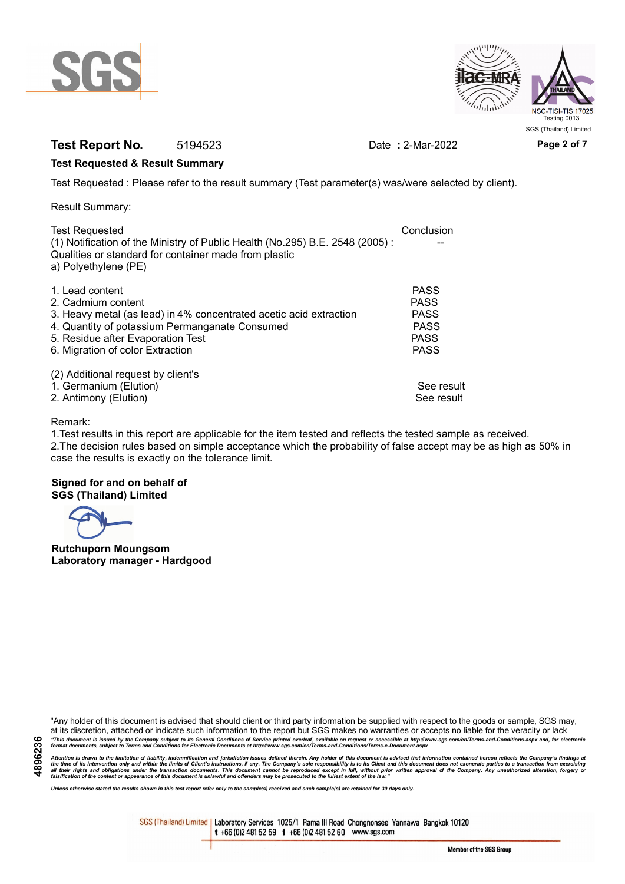**Test Report No.** 5194523 Date : 2-Mar-2022

**Test Requested & Result Summary**

Test Requested : Please refer to the result summary (Test parameter(s) was/were selected by client).

Result Summary:

| Test Requested | Conclusion |
|---|---|
| (1) Notification of the Ministry of Public Health (No.295) B.E. 2548 (2005) : Qualities or standard for container made from plastic<br>a) Polyethylene (PE) | -- |
| 1. Lead content | PASS |
| 2. Cadmium content | PASS |
| 3. Heavy metal (as lead) in 4% concentrated acetic acid extraction | PASS |
| 4. Quantity of potassium Permanganate Consumed | PASS |
| 5. Residue after Evaporation Test | PASS |
| 6. Migration of color Extraction | PASS |
| (2) Additional request by client's | |
| 1. Germanium (Elution) | See result |
| 2. Antimony (Elution) | See result |

Remark:

1.Test results in this report are applicable for the item tested and reflects the tested sample as received.

2.The decision rules based on simple acceptance which the probability of false accept may be as high as 50% in case the results is exactly on the tolerance limit.

**Signed for and on behalf of**
**SGS (Thailand) Limited**

**Rutchuporn Moungsom**
**Laboratory manager - Hardgood**

"Any holder of this document is advised that should client or third party information be supplied with respect to the goods or sample, SGS may, at its discretion, attached or indicate such information to the report but SGS makes no warranties or accepts no liable for the veracity or lack

*"This document is issued by the Company subject to its General Conditions of Service printed overleaf, available on request or accessible at http://www.sgs.com/en/Terms-and-Conditions.aspx and, for electronic format documents, subject to Terms and Conditions for Electronic Documents at http://www.sgs.com/en/Terms-and-Conditions/Terms-e-Document.aspx*

*Attention is drawn to the limitation of liability, indemnification and jurisdiction issues defined therein. Any holder of this document is advised that information contained hereon reflects the Company's findings at the time of its intervention only and within the limits of Client's instructions, if any. The Company's sole responsibility is to its Client and this document does not exonerate parties to a transaction from exercising all their rights and obligations under the transaction documents. This document cannot be reproduced except in full, without prior written approval of the Company. Any unauthorized alteration, forgery or falsification of the content or appearance of this document is unlawful and offenders may be prosecuted to the fullest extent of the law."*

*Unless otherwise stated the results shown in this test report refer only to the sample(s) received and such sample(s) are retained for 30 days only.*

SGS (Thailand) Limited | Laboratory Services 1025/1 Rama III Road Chongnonsee Yannawa Bangkok 10120 t +66 (0)2 481 52 59 f +66 (0)2 481 52 60 www.sgs.com

Member of the SGS Group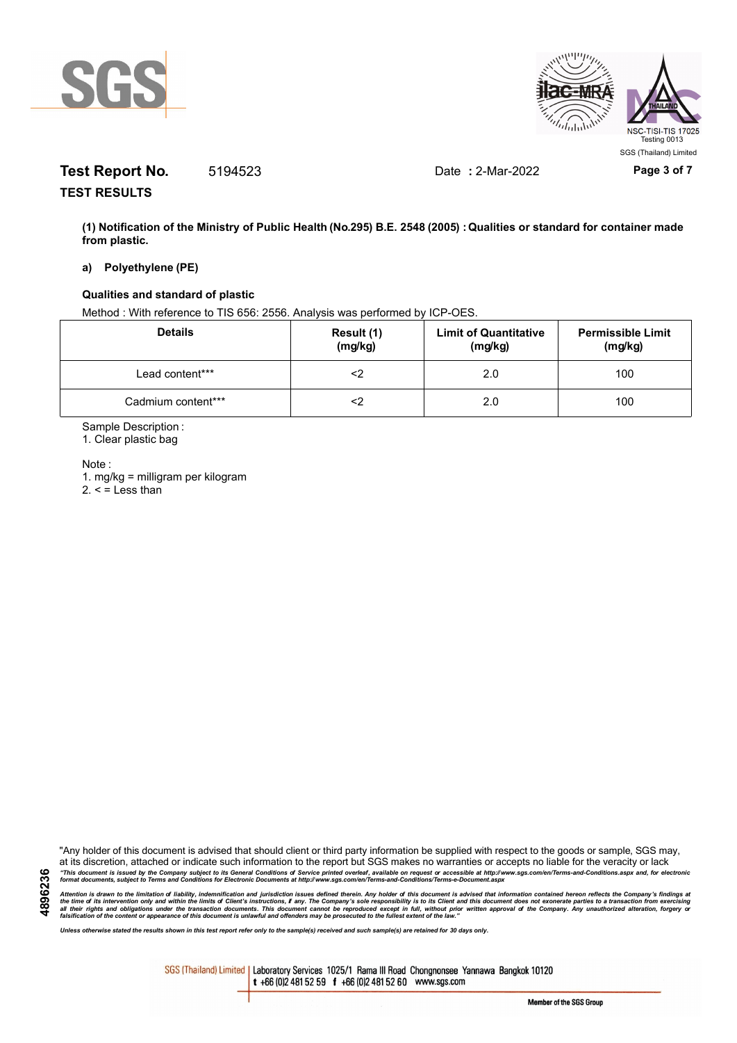**Test Report No.** 5194523 Date : 2-Mar-2022

**TEST RESULTS**

**(1) Notification of the Ministry of Public Health (No.295) B.E. 2548 (2005) : Qualities or standard for container made from plastic.**

**a) Polyethylene (PE)**

**Qualities and standard of plastic**

Method : With reference to TIS 656: 2556. Analysis was performed by ICP-OES.

| Details | Result (1) (mg/kg) | Limit of Quantitative (mg/kg) | Permissible Limit (mg/kg) |
|---|---|---|---|
| Lead content*** | <2 | 2.0 | 100 |
| Cadmium content*** | <2 | 2.0 | 100 |

Sample Description :

1. Clear plastic bag

Note :

1. mg/kg = milligram per kilogram
2. < = Less than

"Any holder of this document is advised that should client or third party information be supplied with respect to the goods or sample, SGS may, at its discretion, attached or indicate such information to the report but SGS makes no warranties or accepts no liable for the veracity or lack

*"This document is issued by the Company subject to its General Conditions of Service printed overleaf, available on request or accessible at http://www.sgs.com/en/Terms-and-Conditions.aspx and, for electronic format documents, subject to Terms and Conditions for Electronic Documents at http://www.sgs.com/en/Terms-and-Conditions/Terms-e-Document.aspx*

*Attention is drawn to the limitation of liability, indemnification and jurisdiction issues defined therein. Any holder of this document is advised that information contained hereon reflects the Company's findings at the time of its intervention only and within the limits of Client's instructions, if any. The Company's sole responsibility is to its Client and this document does not exonerate parties to a transaction from exercising all their rights and obligations under the transaction documents. This document cannot be reproduced except in full, without prior written approval of the Company. Any unauthorized alteration, forgery or falsification of the content or appearance of this document is unlawful and offenders may be prosecuted to the fullest extent of the law."*

*Unless otherwise stated the results shown in this test report refer only to the sample(s) received and such sample(s) are retained for 30 days only.*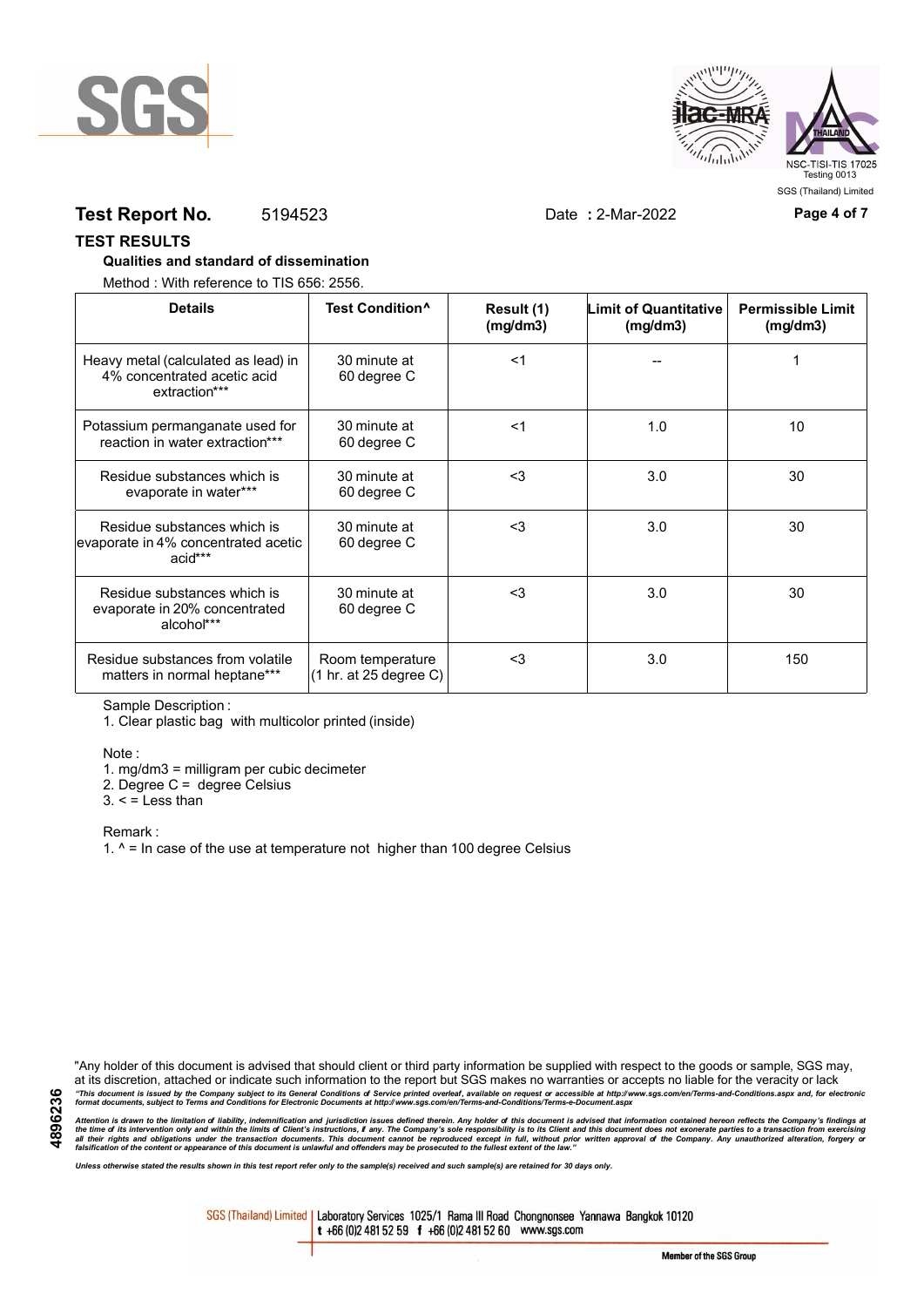**Test Report No.** 5194523 Date : 2-Mar-2022

## TEST RESULTS

**Qualities and standard of dissemination**

Method : With reference to TIS 656: 2556.

| Details | Test Condition^ | Result (1) (mg/dm3) | Limit of Quantitative (mg/dm3) | Permissible Limit (mg/dm3) |
|---|---|---|---|---|
| Heavy metal (calculated as lead) in 4% concentrated acetic acid extraction*** | 30 minute at 60 degree C | <1 | -- | 1 |
| Potassium permanganate used for reaction in water extraction*** | 30 minute at 60 degree C | <1 | 1.0 | 10 |
| Residue substances which is evaporate in water*** | 30 minute at 60 degree C | <3 | 3.0 | 30 |
| Residue substances which is evaporate in 4% concentrated acetic acid*** | 30 minute at 60 degree C | <3 | 3.0 | 30 |
| Residue substances which is evaporate in 20% concentrated alcohol*** | 30 minute at 60 degree C | <3 | 3.0 | 30 |
| Residue substances from volatile matters in normal heptane*** | Room temperature (1 hr. at 25 degree C) | <3 | 3.0 | 150 |

Sample Description :

1. Clear plastic bag with multicolor printed (inside)

Note :

1. mg/dm3 = milligram per cubic decimeter
2. Degree C = degree Celsius
3. < = Less than

Remark :

1. ^ = In case of the use at temperature not higher than 100 degree Celsius

"Any holder of this document is advised that should client or third party information be supplied with respect to the goods or sample, SGS may, at its discretion, attached or indicate such information to the report but SGS makes no warranties or accepts no liable for the veracity or lack

*"This document is issued by the Company subject to its General Conditions of Service printed overleaf, available on request or accessible at http://www.sgs.com/en/Terms-and-Conditions.aspx and, for electronic format documents, subject to Terms and Conditions for Electronic Documents at http://www.sgs.com/en/Terms-and-Conditions/Terms-e-Document.aspx*

*Attention is drawn to the limitation of liability, indemnification and jurisdiction issues defined therein. Any holder of this document is advised that information contained hereon reflects the Company's findings at the time of its intervention only and within the limits of Client's instructions, if any. The Company's sole responsibility is to its Client and this document does not exonerate parties to a transaction from exercising all their rights and obligations under the transaction documents. This document cannot be reproduced except in full, without prior written approval of the Company. Any unauthorized alteration, forgery or falsification of the content or appearance of this document is unlawful and offenders may be prosecuted to the fullest extent of the law."*

*Unless otherwise stated the results shown in this test report refer only to the sample(s) received and such sample(s) are retained for 30 days only.*

SGS (Thailand) Limited | Laboratory Services 1025/1 Rama III Road Chongnonsee Yannawa Bangkok 10120 t +66 (0)2 481 52 59 f +66 (0)2 481 52 60 www.sgs.com

Member of the SGS Group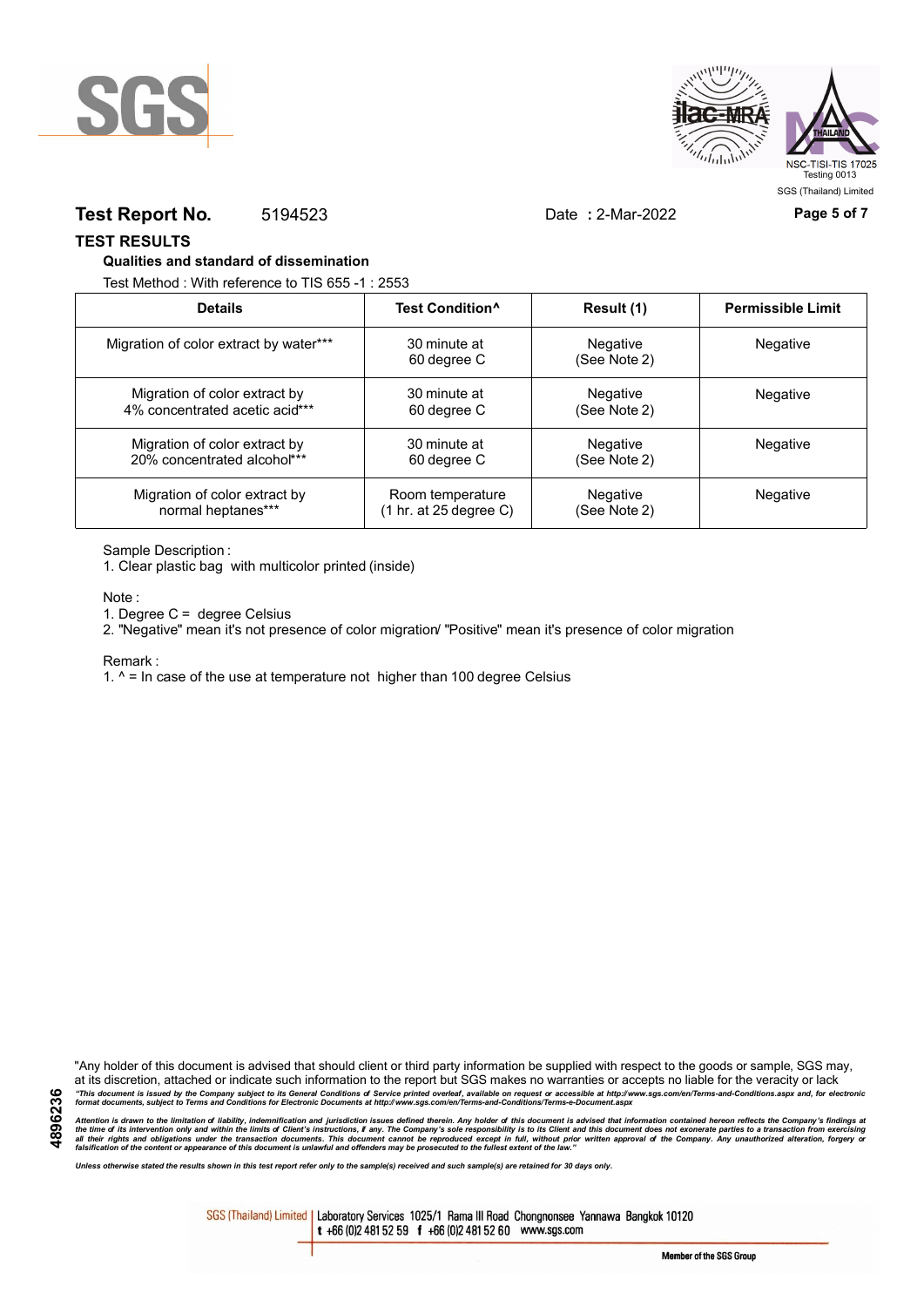**Test Report No.** 5194523 Date **:** 2-Mar-2022

## TEST RESULTS

### Qualities and standard of dissemination

Test Method : With reference to TIS 655 -1 : 2553

| Details | Test Condition^ | Result (1) | Permissible Limit |
|---|---|---|---|
| Migration of color extract by water*** | 30 minute at 60 degree C | Negative (See Note 2) | Negative |
| Migration of color extract by 4% concentrated acetic acid*** | 30 minute at 60 degree C | Negative (See Note 2) | Negative |
| Migration of color extract by 20% concentrated alcohol*** | 30 minute at 60 degree C | Negative (See Note 2) | Negative |
| Migration of color extract by normal heptanes*** | Room temperature (1 hr. at 25 degree C) | Negative (See Note 2) | Negative |

Sample Description :

1. Clear plastic bag with multicolor printed (inside)

Note :

1. Degree C = degree Celsius
2. "Negative" mean it's not presence of color migration/ "Positive" mean it's presence of color migration

Remark :

1. ^ = In case of the use at temperature not higher than 100 degree Celsius

"Any holder of this document is advised that should client or third party information be supplied with respect to the goods or sample, SGS may, at its discretion, attached or indicate such information to the report but SGS makes no warranties or accepts no liable for the veracity or lack

*"This document is issued by the Company subject to its General Conditions of Service printed overleaf, available on request or accessible at http://www.sgs.com/en/Terms-and-Conditions.aspx and, for electronic format documents, subject to Terms and Conditions for Electronic Documents at http://www.sgs.com/en/Terms-and-Conditions/Terms-e-Document.aspx*

*Attention is drawn to the limitation of liability, indemnification and jurisdiction issues defined therein. Any holder of this document is advised that information contained hereon reflects the Company's findings at the time of its intervention only and within the limits of Client's instructions, if any. The Company's sole responsibility is to its Client and this document does not exonerate parties to a transaction from exercising all their rights and obligations under the transaction documents. This document cannot be reproduced except in full, without prior written approval of the Company. Any unauthorized alteration, forgery or falsification of the content or appearance of this document is unlawful and offenders may be prosecuted to the fullest extent of the law."*

*Unless otherwise stated the results shown in this test report refer only to the sample(s) received and such sample(s) are retained for 30 days only.*

SGS (Thailand) Limited | Laboratory Services 1025/1 Rama III Road Chongnonsee Yannawa Bangkok 10120 t +66 (0)2 481 52 59 f +66 (0)2 481 52 60 www.sgs.com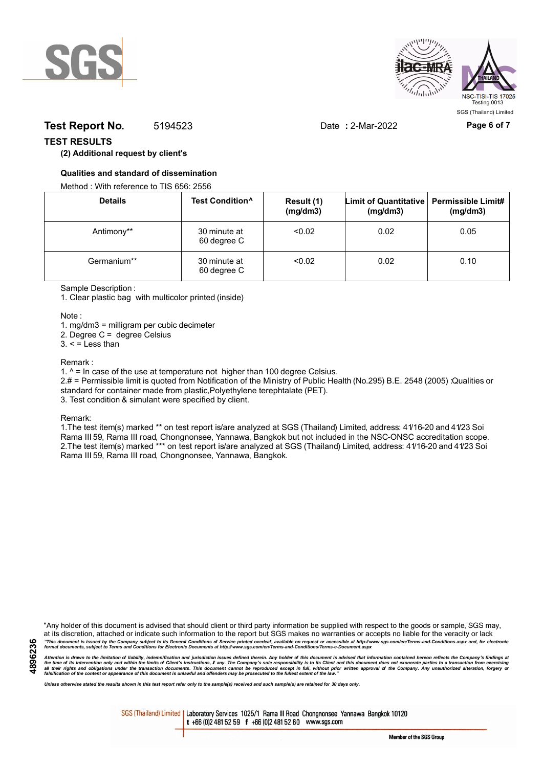**Test Report No.** 5194523 Date **:** 2-Mar-2022

## TEST RESULTS

**(2) Additional request by client's**

**Qualities and standard of dissemination**

Method : With reference to TIS 656: 2556

| Details | Test Condition^ | Result (1) (mg/dm3) | Limit of Quantitative (mg/dm3) | Permissible Limit# (mg/dm3) |
|---|---|---|---|---|
| Antimony** | 30 minute at 60 degree C | <0.02 | 0.02 | 0.05 |
| Germanium** | 30 minute at 60 degree C | <0.02 | 0.02 | 0.10 |

Sample Description :

1. Clear plastic bag with multicolor printed (inside)

Note :

1. mg/dm3 = milligram per cubic decimeter
2. Degree C = degree Celsius
3. < = Less than

Remark :

1. ^ = In case of the use at temperature not higher than 100 degree Celsius.
2. # = Permissible limit is quoted from Notification of the Ministry of Public Health (No.295) B.E. 2548 (2005) :Qualities or standard for container made from plastic,Polyethylene terephtalate (PET).
3. Test condition & simulant were specified by client.

Remark:

1. The test item(s) marked ** on test report is/are analyzed at SGS (Thailand) Limited, address: 41/16-20 and 41/23 Soi Rama III 59, Rama III road, Chongnonsee, Yannawa, Bangkok but not included in the NSC-ONSC accreditation scope.
2. The test item(s) marked *** on test report is/are analyzed at SGS (Thailand) Limited, address: 41/16-20 and 41/23 Soi Rama III 59, Rama III road, Chongnonsee, Yannawa, Bangkok.

"Any holder of this document is advised that should client or third party information be supplied with respect to the goods or sample, SGS may, at its discretion, attached or indicate such information to the report but SGS makes no warranties or accepts no liable for the veracity or lack

*"This document is issued by the Company subject to its General Conditions of Service printed overleaf, available on request or accessible at http://www.sgs.com/en/Terms-and-Conditions.aspx and, for electronic format documents, subject to Terms and Conditions for Electronic Documents at http://www.sgs.com/en/Terms-and-Conditions/Terms-e-Document.aspx*

*Attention is drawn to the limitation of liability, indemnification and jurisdiction issues defined therein. Any holder of this document is advised that information contained hereon reflects the Company's findings at the time of its intervention only and within the limits of Client's instructions, if any. The Company's sole responsibility is to its Client and this document does not exonerate parties to a transaction from exercising all their rights and obligations under the transaction documents. This document cannot be reproduced except in full, without prior written approval of the Company. Any unauthorized alteration, forgery or falsification of the content or appearance of this document is unlawful and offenders may be prosecuted to the fullest extent of the law."*

*Unless otherwise stated the results shown in this test report refer only to the sample(s) received and such sample(s) are retained for 30 days only.*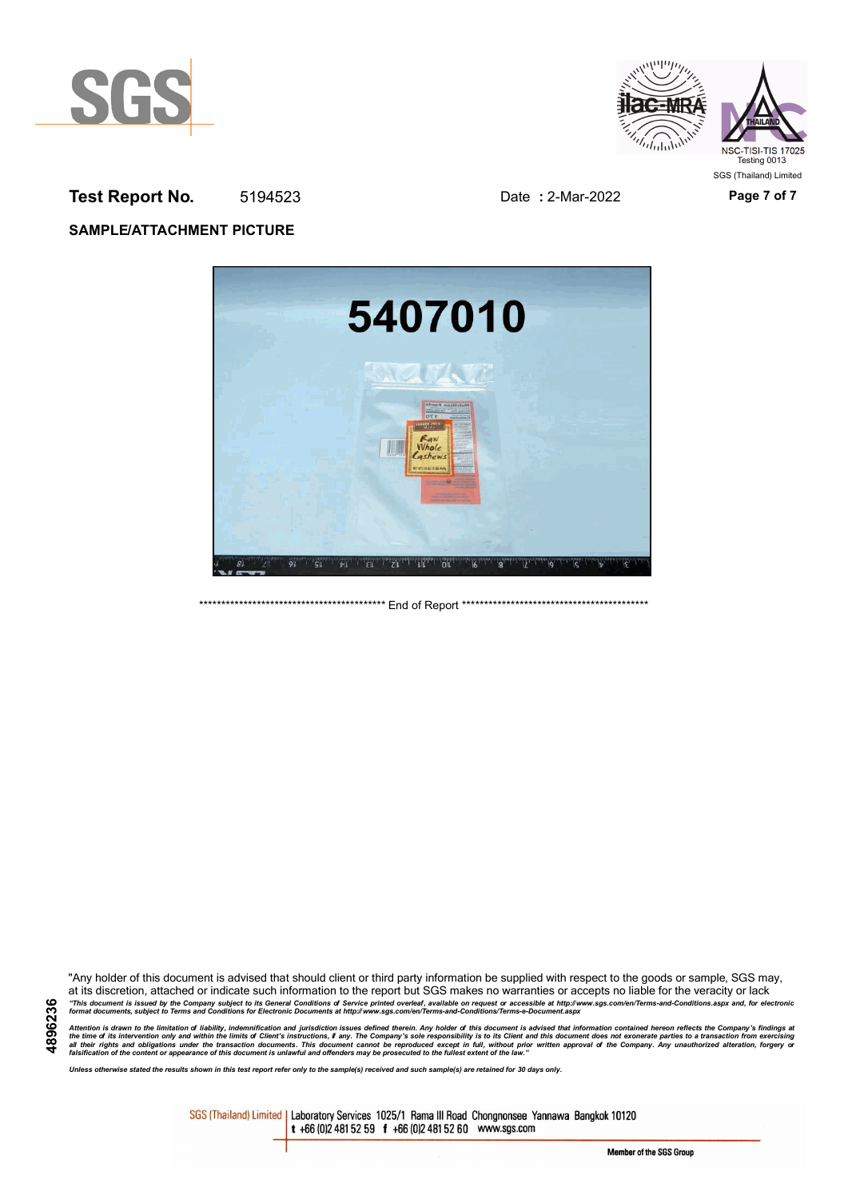**Test Report No.** 5194523 Date **:** 2-Mar-2022

**SAMPLE/ATTACHMENT PICTURE**

******************************************** End of Report ********************************************

"Any holder of this document is advised that should client or third party information be supplied with respect to the goods or sample, SGS may, at its discretion, attached or indicate such information to the report but SGS makes no warranties or accepts no liable for the veracity or lack

*"This document is issued by the Company subject to its General Conditions of Service printed overleaf, available on request or accessible at http://www.sgs.com/en/Terms-and-Conditions.aspx and, for electronic format documents, subject to Terms and Conditions for Electronic Documents at http://www.sgs.com/en/Terms-and-Conditions/Terms-e-Document.aspx*

*Attention is drawn to the limitation of liability, indemnification and jurisdiction issues defined therein. Any holder of this document is advised that information contained hereon reflects the Company's findings at the time of its intervention only and within the limits of Client's instructions, if any. The Company's sole responsibility is to its Client and this document does not exonerate parties to a transaction from exercising all their rights and obligations under the transaction documents. This document cannot be reproduced except in full, without prior written approval of the Company. Any unauthorized alteration, forgery or falsification of the content or appearance of this document is unlawful and offenders may be prosecuted to the fullest extent of the law."*

*Unless otherwise stated the results shown in this test report refer only to the sample(s) received and such sample(s) are retained for 30 days only.*

4896236

SGS (Thailand) Limited | Laboratory Services 1025/1 Rama III Road Chongnonsee Yannawa Bangkok 10120
t +66 (0)2 481 52 59 f +66 (0)2 481 52 60 www.sgs.com

Member of the SGS Group